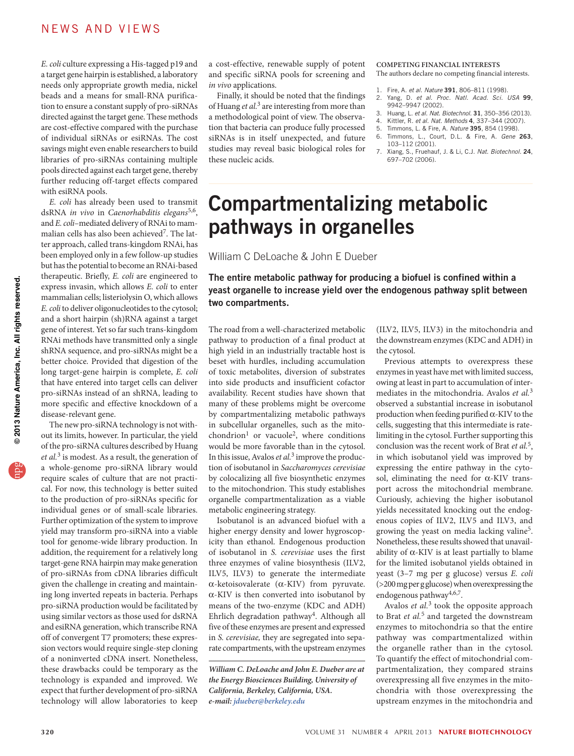*E. coli* culture expressing a His-tagged p19 and a target gene hairpin is established, a laboratory needs only appropriate growth media, nickel beads and a means for small-RNA purification to ensure a constant supply of pro-siRNAs directed against the target gene. These methods are cost-effective compared with the purchase of individual siRNAs or esiRNAs. The cost savings might even enable researchers to build libraries of pro-siRNAs containing multiple pools directed against each target gene, thereby further reducing off-target effects compared with esiRNA pools.

*E. coli* has already been used to transmit dsRNA *in vivo* in *Caenorhabditis elegans*[5,6], and *E. coli*–mediated delivery of RNAi to mammalian cells has also been achieved[7]. The latter approach, called trans-kingdom RNAi, has been employed only in a few follow-up studies but has the potential to become an RNAi-based therapeutic. Briefly, *E. coli* are engineered to express invasin, which allows *E. coli* to enter mammalian cells; listeriolysin O, which allows *E. coli* to deliver oligonucleotides to the cytosol; and a short hairpin (sh)RNA against a target gene of interest. Yet so far such trans-kingdom RNAi methods have transmitted only a single shRNA sequence, and pro-siRNAs might be a better choice. Provided that digestion of the long target-gene hairpin is complete, *E. coli* that have entered into target cells can deliver pro-siRNAs instead of an shRNA, leading to more specific and effective knockdown of a disease-relevant gene.

The new pro-siRNA technology is not without its limits, however. In particular, the yield of the pro-siRNA cultures described by Huang *et al.*[3] is modest. As a result, the generation of a whole-genome pro-siRNA library would require scales of culture that are not practical. For now, this technology is better suited to the production of pro-siRNAs specific for individual genes or of small-scale libraries. Further optimization of the system to improve yield may transform pro-siRNA into a viable tool for genome-wide library production. In addition, the requirement for a relatively long target-gene RNA hairpin may make generation of pro-siRNAs from cDNA libraries difficult given the challenge in creating and maintaining long inverted repeats in bacteria. Perhaps pro-siRNA production would be facilitated by using similar vectors as those used for dsRNA and esiRNA generation, which transcribe RNA off of convergent T7 promoters; these expression vectors would require single-step cloning of a noninverted cDNA insert. Nonetheless, these drawbacks could be temporary as the technology is expanded and improved. We expect that further development of pro-siRNA technology will allow laboratories to keep a cost-effective, renewable supply of potent and specific siRNA pools for screening and *in vivo* applications.

Finally, it should be noted that the findings of Huang *et al.*[3] are interesting from more than a methodological point of view. The observation that bacteria can produce fully processed siRNAs is in itself unexpected, and future studies may reveal basic biological roles for these nucleic acids.

**COMPETING FINANCIAL INTERESTS**
The authors declare no competing financial interests.

1. Fire, A. *et al. Nature* **391**, 806–811 (1998).
2. Yang, D. *et al. Proc. Natl. Acad. Sci. USA* **99**, 9942–9947 (2002).
3. Huang, L. *et al. Nat. Biotechnol.* **31**, 350–356 (2013).
4. Kittler, R. *et al. Nat. Methods* **4**, 337–344 (2007).
5. Timmons, L. & Fire, A. *Nature* **395**, 854 (1998).
6. Timmons, L., Court, D.L. & Fire, A. *Gene* **263**, 103–112 (2001).
7. Xiang, S., Fruehauf, J. & Li, C.J. *Nat. Biotechnol.* **24**, 697–702 (2006).

# Compartmentalizing metabolic pathways in organelles

William C DeLoache & John E Dueber

**The entire metabolic pathway for producing a biofuel is confined within a yeast organelle to increase yield over the endogenous pathway split between two compartments.**

The road from a well-characterized metabolic pathway to production of a final product at high yield in an industrially tractable host is beset with hurdles, including accumulation of toxic metabolites, diversion of substrates into side products and insufficient cofactor availability. Recent studies have shown that many of these problems might be overcome by compartmentalizing metabolic pathways in subcellular organelles, such as the mitochondrion[1] or vacuole[2], where conditions would be more favorable than in the cytosol. In this issue, Avalos *et al.*[3] improve the production of isobutanol in *Saccharomyces cerevisiae* by colocalizing all five biosynthesis enzymes to the mitochondrion. This study establishes organelle compartmentalization as a viable metabolic engineering strategy.

Isobutanol is an advanced biofuel with a higher energy density and lower hygroscopicity than ethanol. Endogenous production of isobutanol in *S. cerevisiae* uses the first three enzymes of valine biosynthesis (ILV2, ILV5, ILV3) to generate the intermediate α-ketoisovalerate (α-KIV) from pyruvate. α-KIV is then converted into isobutanol by means of the two-enzyme (KDC and ADH) Ehrlich degradation pathway[4]. Although all five of these enzymes are present and expressed in *S. cerevisiae,* they are segregated into separate compartments, with the upstream enzymes (ILV2, ILV5, ILV3) in the mitochondria and the downstream enzymes (KDC and ADH) in the cytosol.

Previous attempts to overexpress these enzymes in yeast have met with limited success, owing at least in part to accumulation of intermediates in the mitochondria. Avalos *et al.*[3] observed a substantial increase in isobutanol production when feeding purified α-KIV to the cells, suggesting that this intermediate is rate-limiting in the cytosol. Further supporting this conclusion was the recent work of Brat *et al.*[5], in which isobutanol yield was improved by expressing the entire pathway in the cytosol, eliminating the need for α-KIV transport across the mitochondrial membrane. Curiously, achieving the higher isobutanol yields necessitated knocking out the endogenous copies of ILV2, ILV5 and ILV3, and growing the yeast on media lacking valine[5]. Nonetheless, these results showed that unavailability of α-KIV is at least partially to blame for the limited isobutanol yields obtained in yeast (3–7 mg per g glucose) versus *E. coli* (>200 mg per g glucose) when overexpressing the endogenous pathway[4,6,7].

Avalos *et al.*[3] took the opposite approach to Brat *et al.*[5] and targeted the downstream enzymes to mitochondria so that the entire pathway was compartmentalized within the organelle rather than in the cytosol. To quantify the effect of mitochondrial compartmentalization, they compared strains overexpressing all five enzymes in the mitochondria with those overexpressing the upstream enzymes in the mitochondria and

*William C. DeLoache and John E. Dueber are at the Energy Biosciences Building, University of California, Berkeley, California, USA.*
*e-mail: jdueber@berkeley.edu*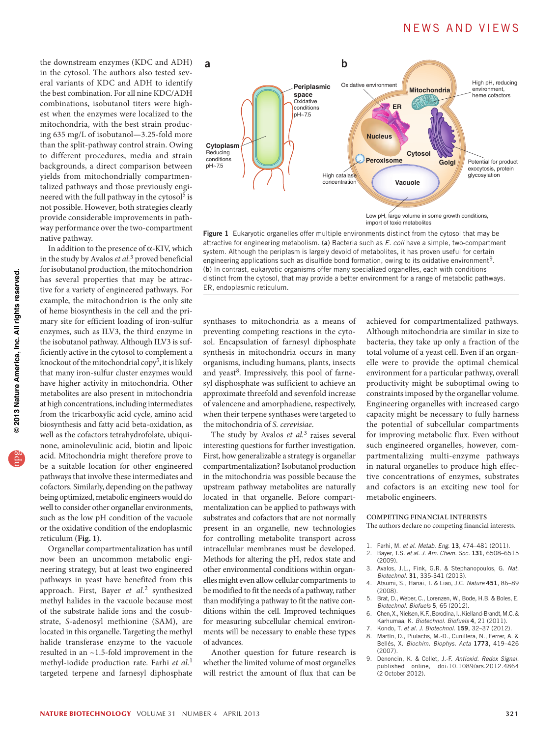the downstream enzymes (KDC and ADH) in the cytosol. The authors also tested several variants of KDC and ADH to identify the best combination. For all nine KDC/ADH combinations, isobutanol titers were highest when the enzymes were localized to the mitochondria, with the best strain producing 635 mg/L of isobutanol—3.25-fold more than the split-pathway control strain. Owing to different procedures, media and strain backgrounds, a direct comparison between yields from mitochondrially compartmentalized pathways and those previously engineered with the full pathway in the cytosol[5] is not possible. However, both strategies clearly provide considerable improvements in pathway performance over the two-compartment native pathway.

In addition to the presence of α-KIV, which in the study by Avalos *et al.*[3] proved beneficial for isobutanol production, the mitochondrion has several properties that may be attractive for a variety of engineered pathways. For example, the mitochondrion is the only site of heme biosynthesis in the cell and the primary site for efficient loading of iron-sulfur enzymes, such as ILV3, the third enzyme in the isobutanol pathway. Although ILV3 is sufficiently active in the cytosol to complement a knockout of the mitochondrial copy[5], it is likely that many iron-sulfur cluster enzymes would have higher activity in mitochondria. Other metabolites are also present in mitochondria at high concentrations, including intermediates from the tricarboxylic acid cycle, amino acid biosynthesis and fatty acid beta-oxidation, as well as the cofactors tetrahydrofolate, ubiquinone, aminolevulinic acid, biotin and lipoic acid. Mitochondria might therefore prove to be a suitable location for other engineered pathways that involve these intermediates and cofactors. Similarly, depending on the pathway being optimized, metabolic engineers would do well to consider other organellar environments, such as the low pH condition of the vacuole or the oxidative condition of the endoplasmic reticulum (**Fig. 1**).

Organellar compartmentalization has until now been an uncommon metabolic engineering strategy, but at least two engineered pathways in yeast have benefited from this approach. First, Bayer *et al.*[2] synthesized methyl halides in the vacuole because most of the substrate halide ions and the cosubstrate, *S*-adenosyl methionine (SAM), are located in this organelle. Targeting the methyl halide transferase enzyme to the vacuole resulted in an ~1.5-fold improvement in the methyl-iodide production rate. Farhi *et al.*[1] targeted terpene and farnesyl diphosphate synthases to mitochondria as a means of preventing competing reactions in the cytosol. Encapsulation of farnesyl diphosphate synthesis in mitochondria occurs in many organisms, including humans, plants, insects and yeast[8]. Impressively, this pool of farnesyl disphosphate was sufficient to achieve an approximate threefold and sevenfold increase of valencene and amorphadiene, respectively, when their terpene synthases were targeted to the mitochondria of *S. cerevisiae*.

The study by Avalos *et al.*[3] raises several interesting questions for further investigation. First, how generalizable a strategy is organellar compartmentalization? Isobutanol production in the mitochondria was possible because the upstream pathway metabolites are naturally located in that organelle. Before compartmentalization can be applied to pathways with substrates and cofactors that are not normally present in an organelle, new technologies for controlling metabolite transport across intracellular membranes must be developed. Methods for altering the pH, redox state and other environmental conditions within organelles might even allow cellular compartments to be modified to fit the needs of a pathway, rather than modifying a pathway to fit the native conditions within the cell. Improved techniques for measuring subcellular chemical environments will be necessary to enable these types of advances.

Another question for future research is whether the limited volume of most organelles will restrict the amount of flux that can be achieved for compartmentalized pathways. Although mitochondria are similar in size to bacteria, they take up only a fraction of the total volume of a yeast cell. Even if an organelle were to provide the optimal chemical environment for a particular pathway, overall productivity might be suboptimal owing to constraints imposed by the organellar volume. Engineering organelles with increased cargo capacity might be necessary to fully harness the potential of subcellular compartments for improving metabolic flux. Even without such engineered organelles, however, compartmentalizing multi-enzyme pathways in natural organelles to produce high effective concentrations of enzymes, substrates and cofactors is an exciting new tool for metabolic engineers.

a

Periplasmic space
Oxidative conditions
pH~7.5

Cytoplasm
Reducing conditions
pH~7.5

b

Oxidative environment
Mitochondria
High pH, reducing environment, heme cofactors
ER
Nucleus
Cytosol
Peroxisome
Golgi
Potential for product exocytosis, protein glycosylation
High catalase concentration
Vacuole
Low pH, large volume in some growth conditions, import of toxic metabolites

**Figure 1** Eukaryotic organelles offer multiple environments distinct from the cytosol that may be attractive for engineering metabolism. (**a**) Bacteria such as *E. coli* have a simple, two-compartment system. Although the periplasm is largely devoid of metabolites, it has proven useful for certain engineering applications such as disulfide bond formation, owing to its oxidative environment[9]. (**b**) In contrast, eukaryotic organisms offer many specialized organelles, each with conditions distinct from the cytosol, that may provide a better environment for a range of metabolic pathways. ER, endoplasmic reticulum.

### COMPETING FINANCIAL INTERESTS

The authors declare no competing financial interests.

1. Farhi, M. *et al. Metab. Eng.* **13**, 474–481 (2011).
2. Bayer, T.S. *et al. J. Am. Chem. Soc.* **131**, 6508–6515 (2009).
3. Avalos, J.L., Fink, G.R. & Stephanopoulos, G. *Nat. Biotechnol.* **31**, 335-341 (2013).
4. Atsumi, S., Hanai, T. & Liao, J.C. *Nature* **451**, 86–89 (2008).
5. Brat, D., Weber, C., Lorenzen, W., Bode, H.B. & Boles, E. *Biotechnol. Biofuels* **5**, 65 (2012).
6. Chen, X., Nielsen, K.F., Borodina, I., Kielland-Brandt, M.C. & Karhumaa, K. *Biotechnol. Biofuels* **4**, 21 (2011).
7. Kondo, T. *et al. J. Biotechnol.* **159**, 32–37 (2012).
8. Martín, D., Piulachs, M.-D., Cunillera, N., Ferrer, A. & Bellés, X. *Biochim. Biophys. Acta* **1773**, 419–426 (2007).
9. Denoncin, K. & Collet, J.-F. *Antioxid. Redox Signal.* published online, doi:10.1089/ars.2012.4864 (2 October 2012).